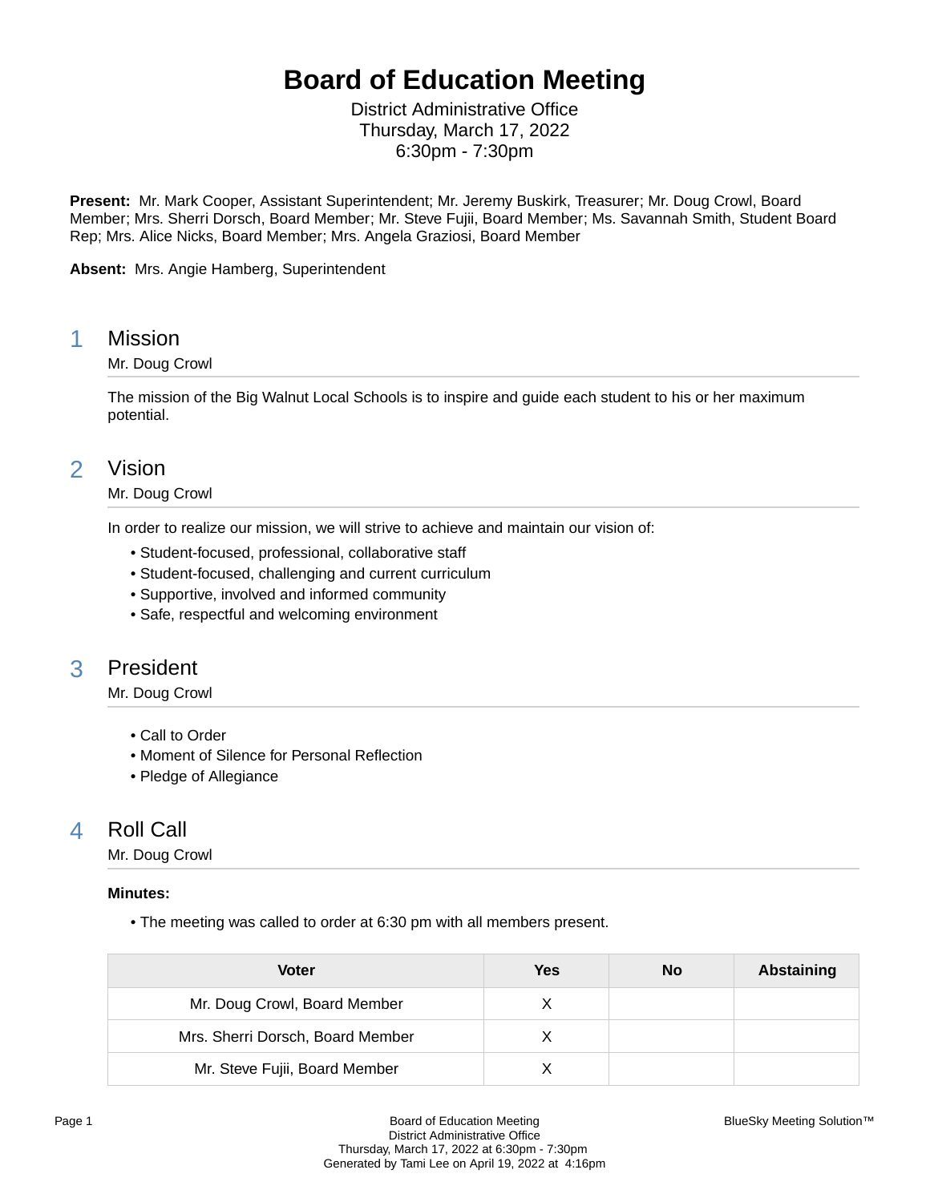# Board of Education Meeting

District Administrative Office
Thursday, March 17, 2022
6:30pm - 7:30pm

**Present:** Mr. Mark Cooper, Assistant Superintendent; Mr. Jeremy Buskirk, Treasurer; Mr. Doug Crowl, Board Member; Mrs. Sherri Dorsch, Board Member; Mr. Steve Fujii, Board Member; Ms. Savannah Smith, Student Board Rep; Mrs. Alice Nicks, Board Member; Mrs. Angela Graziosi, Board Member

**Absent:** Mrs. Angie Hamberg, Superintendent

## 1 Mission

Mr. Doug Crowl

The mission of the Big Walnut Local Schools is to inspire and guide each student to his or her maximum potential.

## 2 Vision

Mr. Doug Crowl

In order to realize our mission, we will strive to achieve and maintain our vision of:

- Student-focused, professional, collaborative staff
- Student-focused, challenging and current curriculum
- Supportive, involved and informed community
- Safe, respectful and welcoming environment

## 3 President

Mr. Doug Crowl

- Call to Order
- Moment of Silence for Personal Reflection
- Pledge of Allegiance

## 4 Roll Call

Mr. Doug Crowl

**Minutes:**

- The meeting was called to order at 6:30 pm with all members present.

| Voter | Yes | No | Abstaining |
|---|---|---|---|
| Mr. Doug Crowl, Board Member | X | | |
| Mrs. Sherri Dorsch, Board Member | X | | |
| Mr. Steve Fujii, Board Member | X | | |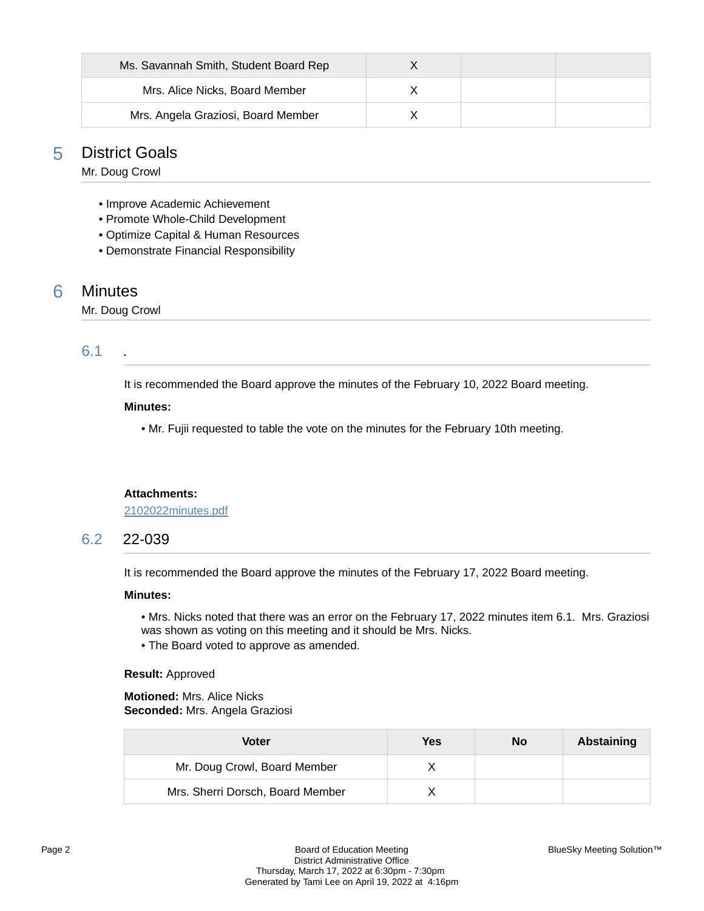| | | | |
|---|---|---|---|
| Ms. Savannah Smith, Student Board Rep | X | | |
| Mrs. Alice Nicks, Board Member | X | | |
| Mrs. Angela Graziosi, Board Member | X | | |

# 5 District Goals

Mr. Doug Crowl

- Improve Academic Achievement
- Promote Whole-Child Development
- Optimize Capital & Human Resources
- Demonstrate Financial Responsibility

# 6 Minutes

Mr. Doug Crowl

## 6.1 .

It is recommended the Board approve the minutes of the February 10, 2022 Board meeting.

**Minutes:**

- Mr. Fujii requested to table the vote on the minutes for the February 10th meeting.

**Attachments:**

2102022minutes.pdf

## 6.2 22-039

It is recommended the Board approve the minutes of the February 17, 2022 Board meeting.

**Minutes:**

- Mrs. Nicks noted that there was an error on the February 17, 2022 minutes item 6.1. Mrs. Graziosi was shown as voting on this meeting and it should be Mrs. Nicks.
- The Board voted to approve as amended.

**Result:** Approved

**Motioned:** Mrs. Alice Nicks
**Seconded:** Mrs. Angela Graziosi

| Voter | Yes | No | Abstaining |
|---|---|---|---|
| Mr. Doug Crowl, Board Member | X | | |
| Mrs. Sherri Dorsch, Board Member | X | | |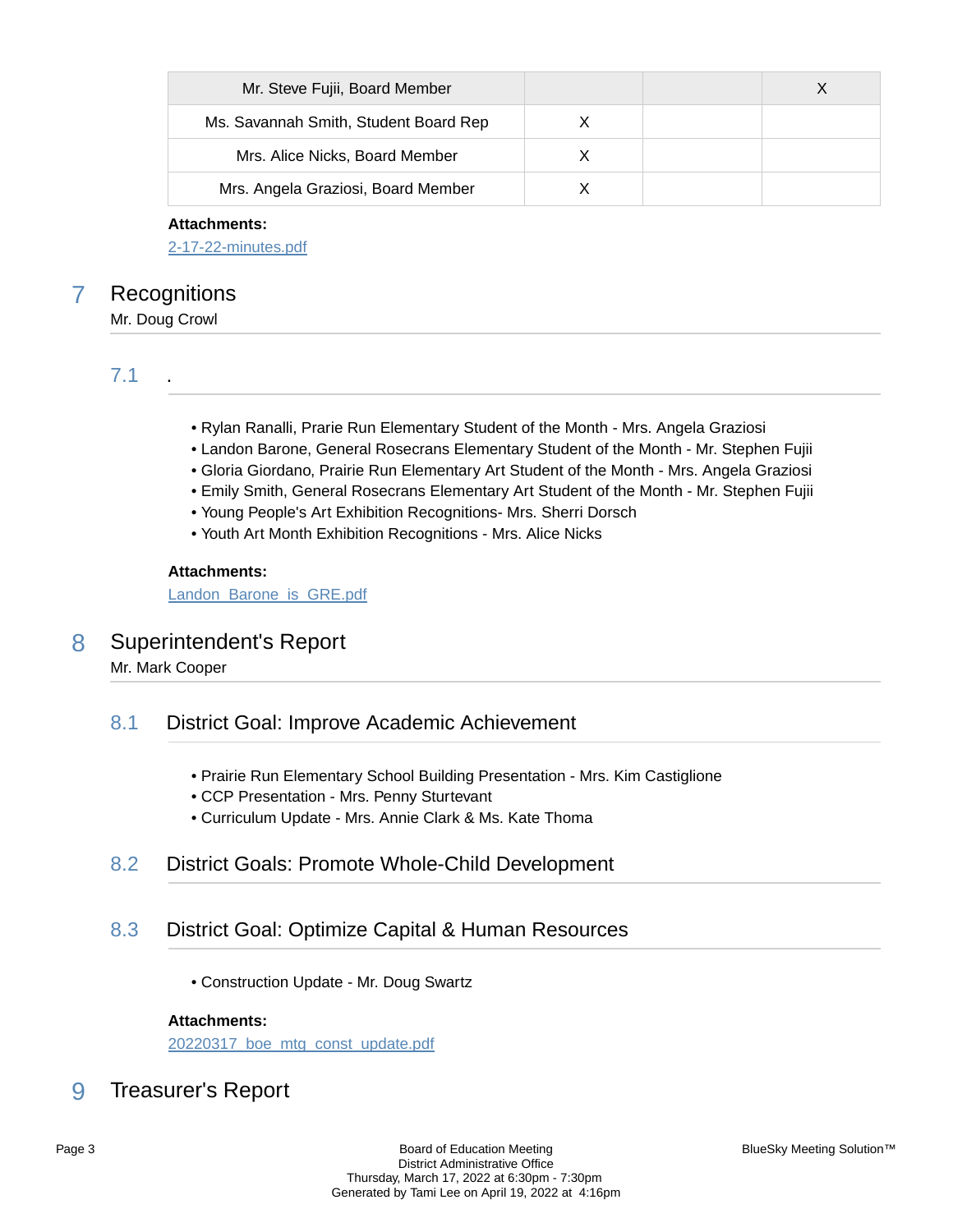| | | | |
|---|---|---|---|
| Mr. Steve Fujii, Board Member | | | X |
| Ms. Savannah Smith, Student Board Rep | X | | |
| Mrs. Alice Nicks, Board Member | X | | |
| Mrs. Angela Graziosi, Board Member | X | | |

**Attachments:**

2-17-22-minutes.pdf

# 7 Recognitions

Mr. Doug Crowl

## 7.1 .

- Rylan Ranalli, Prarie Run Elementary Student of the Month - Mrs. Angela Graziosi
- Landon Barone, General Rosecrans Elementary Student of the Month - Mr. Stephen Fujii
- Gloria Giordano, Prairie Run Elementary Art Student of the Month - Mrs. Angela Graziosi
- Emily Smith, General Rosecrans Elementary Art Student of the Month - Mr. Stephen Fujii
- Young People's Art Exhibition Recognitions- Mrs. Sherri Dorsch
- Youth Art Month Exhibition Recognitions - Mrs. Alice Nicks

**Attachments:**

Landon_Barone_is_GRE.pdf

# 8 Superintendent's Report

Mr. Mark Cooper

## 8.1 District Goal: Improve Academic Achievement

- Prairie Run Elementary School Building Presentation - Mrs. Kim Castiglione
- CCP Presentation - Mrs. Penny Sturtevant
- Curriculum Update - Mrs. Annie Clark & Ms. Kate Thoma

## 8.2 District Goals: Promote Whole-Child Development

## 8.3 District Goal: Optimize Capital & Human Resources

- Construction Update - Mr. Doug Swartz

**Attachments:**

20220317_boe_mtg_const_update.pdf

# 9 Treasurer's Report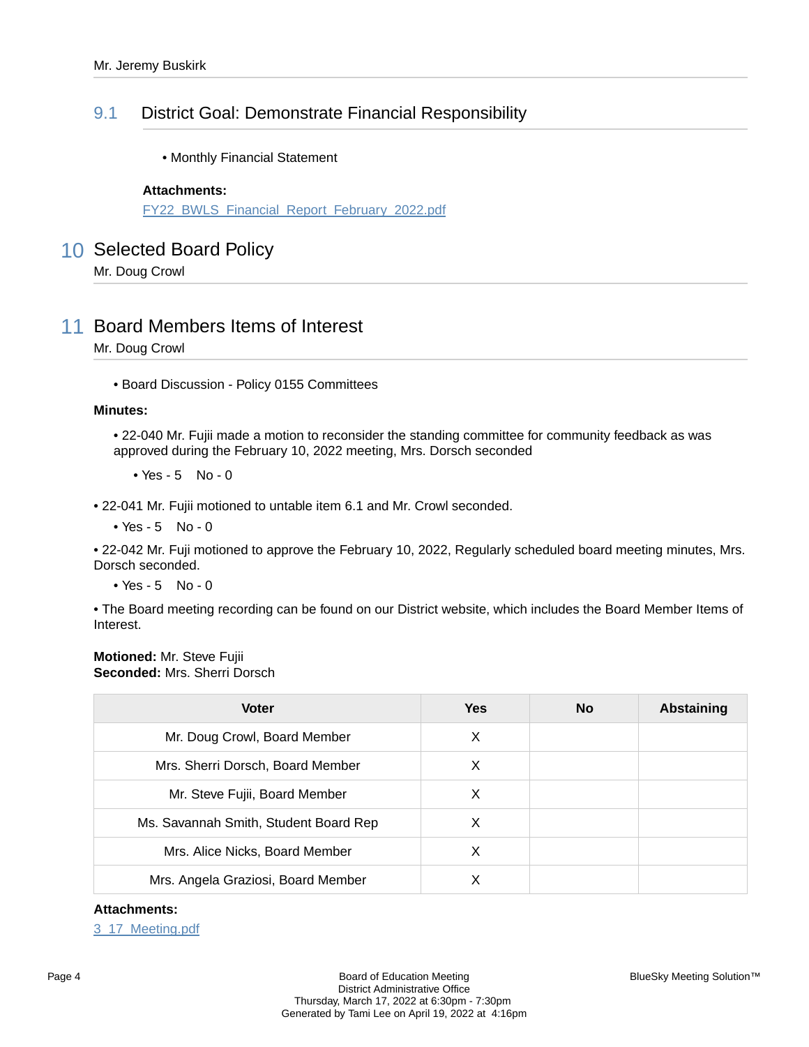Mr. Jeremy Buskirk

### 9.1 District Goal: Demonstrate Financial Responsibility

- Monthly Financial Statement

**Attachments:**
FY22_BWLS_Financial_Report_February_2022.pdf

## 10 Selected Board Policy

Mr. Doug Crowl

## 11 Board Members Items of Interest

Mr. Doug Crowl

- Board Discussion - Policy 0155 Committees

**Minutes:**

- 22-040 Mr. Fujii made a motion to reconsider the standing committee for community feedback as was approved during the February 10, 2022 meeting, Mrs. Dorsch seconded
  - Yes - 5 No - 0

- 22-041 Mr. Fujii motioned to untable item 6.1 and Mr. Crowl seconded.
  - Yes - 5 No - 0
- 22-042 Mr. Fuji motioned to approve the February 10, 2022, Regularly scheduled board meeting minutes, Mrs. Dorsch seconded.
  - Yes - 5 No - 0
- The Board meeting recording can be found on our District website, which includes the Board Member Items of Interest.

**Motioned:** Mr. Steve Fujii
**Seconded:** Mrs. Sherri Dorsch

| Voter | Yes | No | Abstaining |
|---|---|---|---|
| Mr. Doug Crowl, Board Member | X | | |
| Mrs. Sherri Dorsch, Board Member | X | | |
| Mr. Steve Fujii, Board Member | X | | |
| Ms. Savannah Smith, Student Board Rep | X | | |
| Mrs. Alice Nicks, Board Member | X | | |
| Mrs. Angela Graziosi, Board Member | X | | |

**Attachments:**
3_17_Meeting.pdf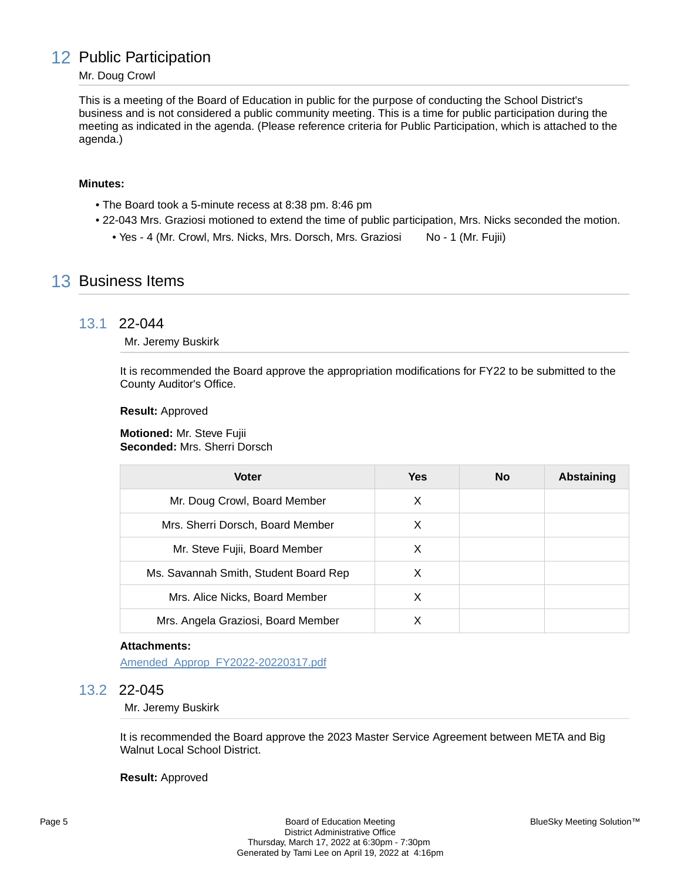## 12 Public Participation

Mr. Doug Crowl

This is a meeting of the Board of Education in public for the purpose of conducting the School District's business and is not considered a public community meeting. This is a time for public participation during the meeting as indicated in the agenda. (Please reference criteria for Public Participation, which is attached to the agenda.)

**Minutes:**

- The Board took a 5-minute recess at 8:38 pm. 8:46 pm
- 22-043 Mrs. Graziosi motioned to extend the time of public participation, Mrs. Nicks seconded the motion.
  - Yes - 4 (Mr. Crowl, Mrs. Nicks, Mrs. Dorsch, Mrs. Graziosi No - 1 (Mr. Fujii)

## 13 Business Items

### 13.1 22-044

Mr. Jeremy Buskirk

It is recommended the Board approve the appropriation modifications for FY22 to be submitted to the County Auditor's Office.

**Result:** Approved

**Motioned:** Mr. Steve Fujii
**Seconded:** Mrs. Sherri Dorsch

| Voter | Yes | No | Abstaining |
|---|---|---|---|
| Mr. Doug Crowl, Board Member | X | | |
| Mrs. Sherri Dorsch, Board Member | X | | |
| Mr. Steve Fujii, Board Member | X | | |
| Ms. Savannah Smith, Student Board Rep | X | | |
| Mrs. Alice Nicks, Board Member | X | | |
| Mrs. Angela Graziosi, Board Member | X | | |

**Attachments:**

Amended_Approp_FY2022-20220317.pdf

### 13.2 22-045

Mr. Jeremy Buskirk

It is recommended the Board approve the 2023 Master Service Agreement between META and Big Walnut Local School District.

**Result:** Approved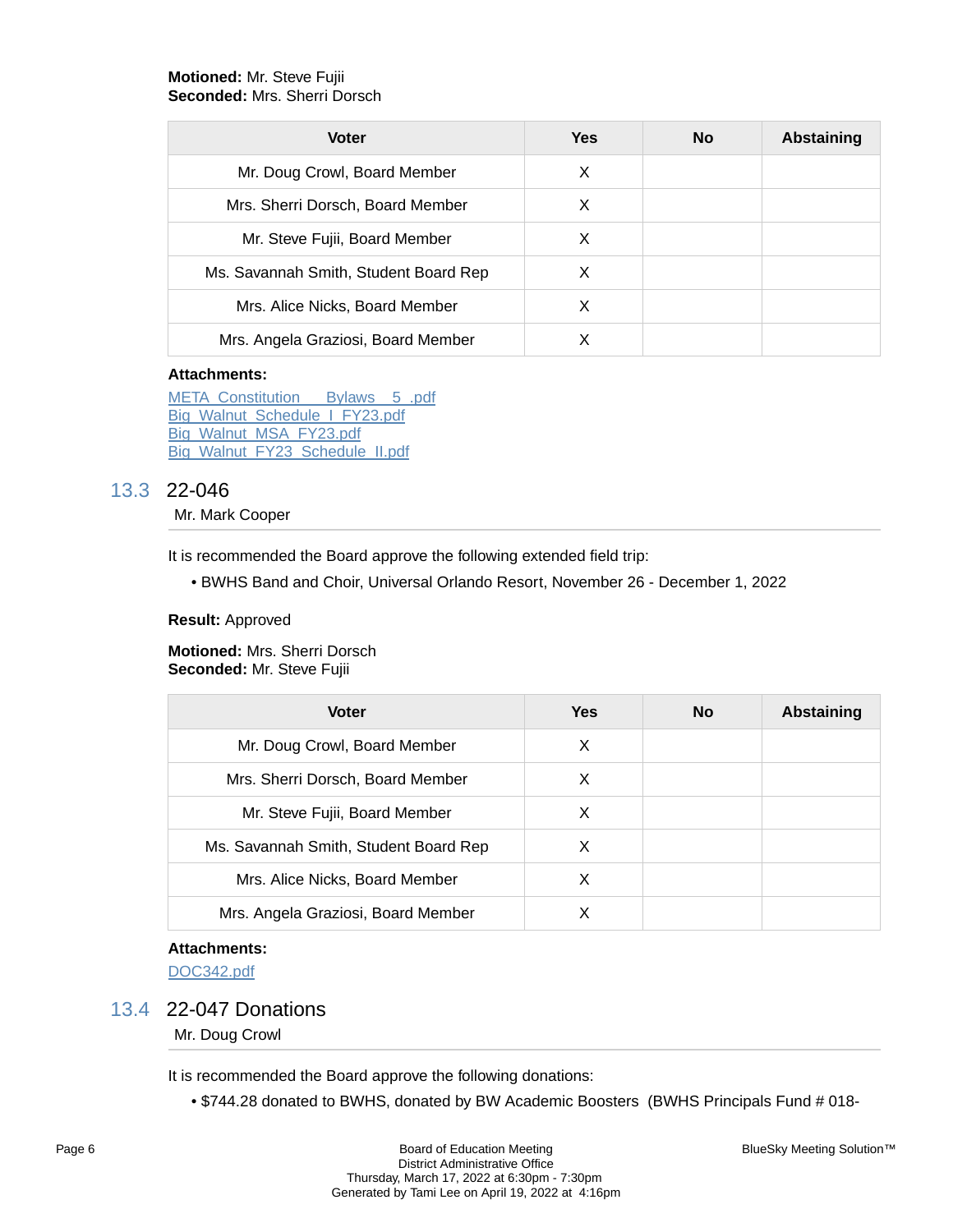**Motioned:** Mr. Steve Fujii
**Seconded:** Mrs. Sherri Dorsch

| Voter | Yes | No | Abstaining |
|---|---|---|---|
| Mr. Doug Crowl, Board Member | X | | |
| Mrs. Sherri Dorsch, Board Member | X | | |
| Mr. Steve Fujii, Board Member | X | | |
| Ms. Savannah Smith, Student Board Rep | X | | |
| Mrs. Alice Nicks, Board Member | X | | |
| Mrs. Angela Graziosi, Board Member | X | | |

**Attachments:**
META_Constitution___Bylaws__5_.pdf
Big_Walnut_Schedule_I_FY23.pdf
Big_Walnut_MSA_FY23.pdf
Big_Walnut_FY23_Schedule_II.pdf

## 13.3 22-046

Mr. Mark Cooper

It is recommended the Board approve the following extended field trip:

- BWHS Band and Choir, Universal Orlando Resort, November 26 - December 1, 2022

**Result:** Approved

**Motioned:** Mrs. Sherri Dorsch
**Seconded:** Mr. Steve Fujii

| Voter | Yes | No | Abstaining |
|---|---|---|---|
| Mr. Doug Crowl, Board Member | X | | |
| Mrs. Sherri Dorsch, Board Member | X | | |
| Mr. Steve Fujii, Board Member | X | | |
| Ms. Savannah Smith, Student Board Rep | X | | |
| Mrs. Alice Nicks, Board Member | X | | |
| Mrs. Angela Graziosi, Board Member | X | | |

**Attachments:**
DOC342.pdf

## 13.4 22-047 Donations

Mr. Doug Crowl

It is recommended the Board approve the following donations:

- $744.28 donated to BWHS, donated by BW Academic Boosters  (BWHS Principals Fund # 018-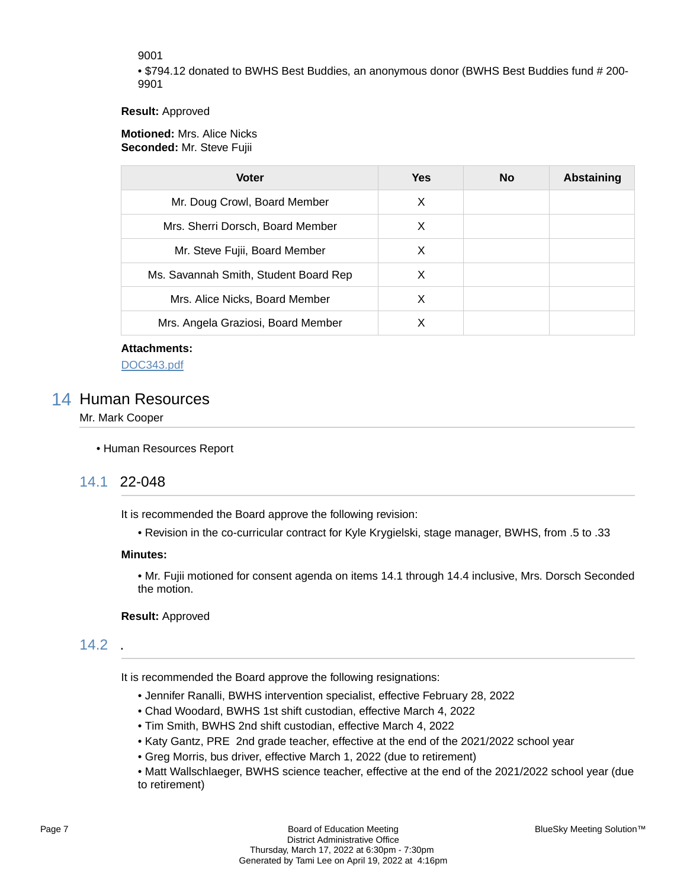9001

- $794.12 donated to BWHS Best Buddies, an anonymous donor (BWHS Best Buddies fund # 200-9901

**Result:** Approved

**Motioned:** Mrs. Alice Nicks
**Seconded:** Mr. Steve Fujii

| Voter | Yes | No | Abstaining |
|---|---|---|---|
| Mr. Doug Crowl, Board Member | X | | |
| Mrs. Sherri Dorsch, Board Member | X | | |
| Mr. Steve Fujii, Board Member | X | | |
| Ms. Savannah Smith, Student Board Rep | X | | |
| Mrs. Alice Nicks, Board Member | X | | |
| Mrs. Angela Graziosi, Board Member | X | | |

**Attachments:**
DOC343.pdf

# 14 Human Resources

Mr. Mark Cooper

- Human Resources Report

## 14.1 22-048

It is recommended the Board approve the following revision:

- Revision in the co-curricular contract for Kyle Krygielski, stage manager, BWHS, from .5 to .33

**Minutes:**

- Mr. Fujii motioned for consent agenda on items 14.1 through 14.4 inclusive, Mrs. Dorsch Seconded the motion.

**Result:** Approved

## 14.2 .

It is recommended the Board approve the following resignations:

- Jennifer Ranalli, BWHS intervention specialist, effective February 28, 2022
- Chad Woodard, BWHS 1st shift custodian, effective March 4, 2022
- Tim Smith, BWHS 2nd shift custodian, effective March 4, 2022
- Katy Gantz, PRE 2nd grade teacher, effective at the end of the 2021/2022 school year
- Greg Morris, bus driver, effective March 1, 2022 (due to retirement)
- Matt Wallschlaeger, BWHS science teacher, effective at the end of the 2021/2022 school year (due to retirement)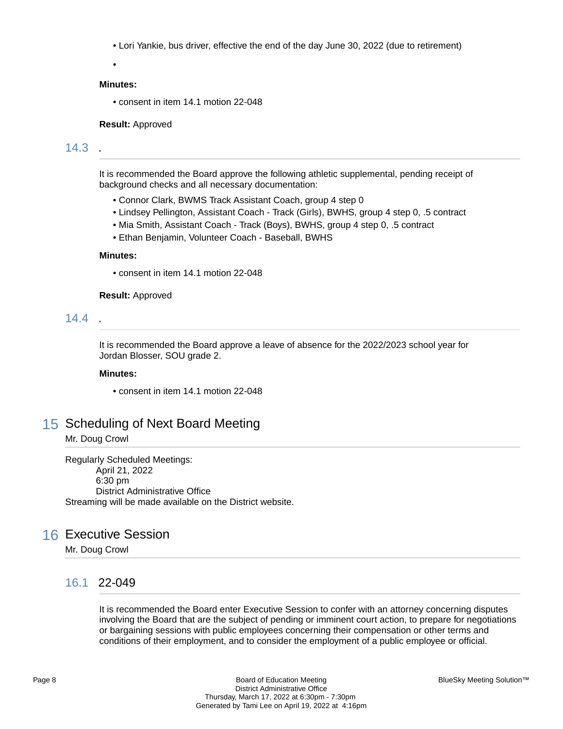- Lori Yankie, bus driver, effective the end of the day June 30, 2022 (due to retirement)
-

**Minutes:**

- consent in item 14.1 motion 22-048

**Result:** Approved

### 14.3 .

It is recommended the Board approve the following athletic supplemental, pending receipt of background checks and all necessary documentation:

- Connor Clark, BWMS Track Assistant Coach, group 4 step 0
- Lindsey Pellington, Assistant Coach - Track (Girls), BWHS, group 4 step 0, .5 contract
- Mia Smith, Assistant Coach - Track (Boys), BWHS, group 4 step 0, .5 contract
- Ethan Benjamin, Volunteer Coach - Baseball, BWHS

**Minutes:**

- consent in item 14.1 motion 22-048

**Result:** Approved

### 14.4 .

It is recommended the Board approve a leave of absence for the 2022/2023 school year for Jordan Blosser, SOU grade 2.

**Minutes:**

- consent in item 14.1 motion 22-048

## 15 Scheduling of Next Board Meeting

Mr. Doug Crowl

Regularly Scheduled Meetings:
April 21, 2022
6:30 pm
District Administrative Office
Streaming will be made available on the District website.

## 16 Executive Session

Mr. Doug Crowl

### 16.1 22-049

It is recommended the Board enter Executive Session to confer with an attorney concerning disputes involving the Board that are the subject of pending or imminent court action, to prepare for negotiations or bargaining sessions with public employees concerning their compensation or other terms and conditions of their employment, and to consider the employment of a public employee or official.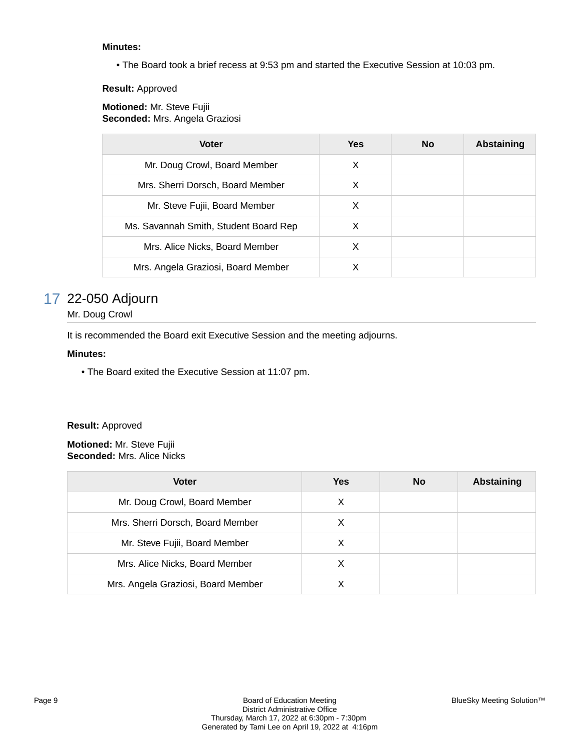**Minutes:**

- The Board took a brief recess at 9:53 pm and started the Executive Session at 10:03 pm.

**Result:** Approved

**Motioned:** Mr. Steve Fujii
**Seconded:** Mrs. Angela Graziosi

| Voter | Yes | No | Abstaining |
|---|---|---|---|
| Mr. Doug Crowl, Board Member | X | | |
| Mrs. Sherri Dorsch, Board Member | X | | |
| Mr. Steve Fujii, Board Member | X | | |
| Ms. Savannah Smith, Student Board Rep | X | | |
| Mrs. Alice Nicks, Board Member | X | | |
| Mrs. Angela Graziosi, Board Member | X | | |

## 17 22-050 Adjourn

Mr. Doug Crowl

It is recommended the Board exit Executive Session and the meeting adjourns.

**Minutes:**

- The Board exited the Executive Session at 11:07 pm.

**Result:** Approved

**Motioned:** Mr. Steve Fujii
**Seconded:** Mrs. Alice Nicks

| Voter | Yes | No | Abstaining |
|---|---|---|---|
| Mr. Doug Crowl, Board Member | X | | |
| Mrs. Sherri Dorsch, Board Member | X | | |
| Mr. Steve Fujii, Board Member | X | | |
| Mrs. Alice Nicks, Board Member | X | | |
| Mrs. Angela Graziosi, Board Member | X | | |